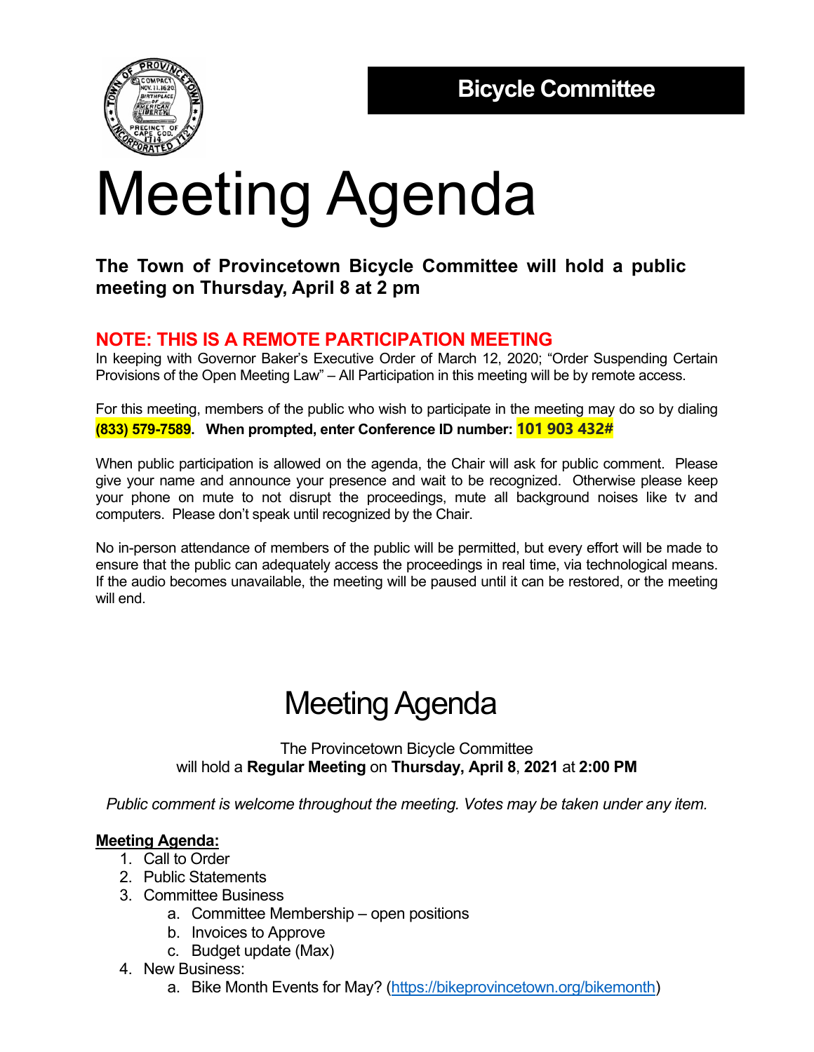**Bicycle Committee**

# Meeting Agenda

**The Town of Provincetown Bicycle Committee will hold a public meeting on Thursday, April 8 at 2 pm**

## NOTE: THIS IS A REMOTE PARTICIPATION MEETING

In keeping with Governor Baker's Executive Order of March 12, 2020; "Order Suspending Certain Provisions of the Open Meeting Law" – All Participation in this meeting will be by remote access.

For this meeting, members of the public who wish to participate in the meeting may do so by dialing **(833) 579-7589**. **When prompted, enter Conference ID number: 101 903 432#**

When public participation is allowed on the agenda, the Chair will ask for public comment. Please give your name and announce your presence and wait to be recognized. Otherwise please keep your phone on mute to not disrupt the proceedings, mute all background noises like tv and computers. Please don't speak until recognized by the Chair.

No in-person attendance of members of the public will be permitted, but every effort will be made to ensure that the public can adequately access the proceedings in real time, via technological means. If the audio becomes unavailable, the meeting will be paused until it can be restored, or the meeting will end.

# Meeting Agenda

The Provincetown Bicycle Committee
will hold a **Regular Meeting** on **Thursday, April 8**, **2021** at **2:00 PM**

*Public comment is welcome throughout the meeting. Votes may be taken under any item.*

**Meeting Agenda:**

1. Call to Order
2. Public Statements
3. Committee Business
   a. Committee Membership – open positions
   b. Invoices to Approve
   c. Budget update (Max)
4. New Business:
   a. Bike Month Events for May? (https://bikeprovincetown.org/bikemonth)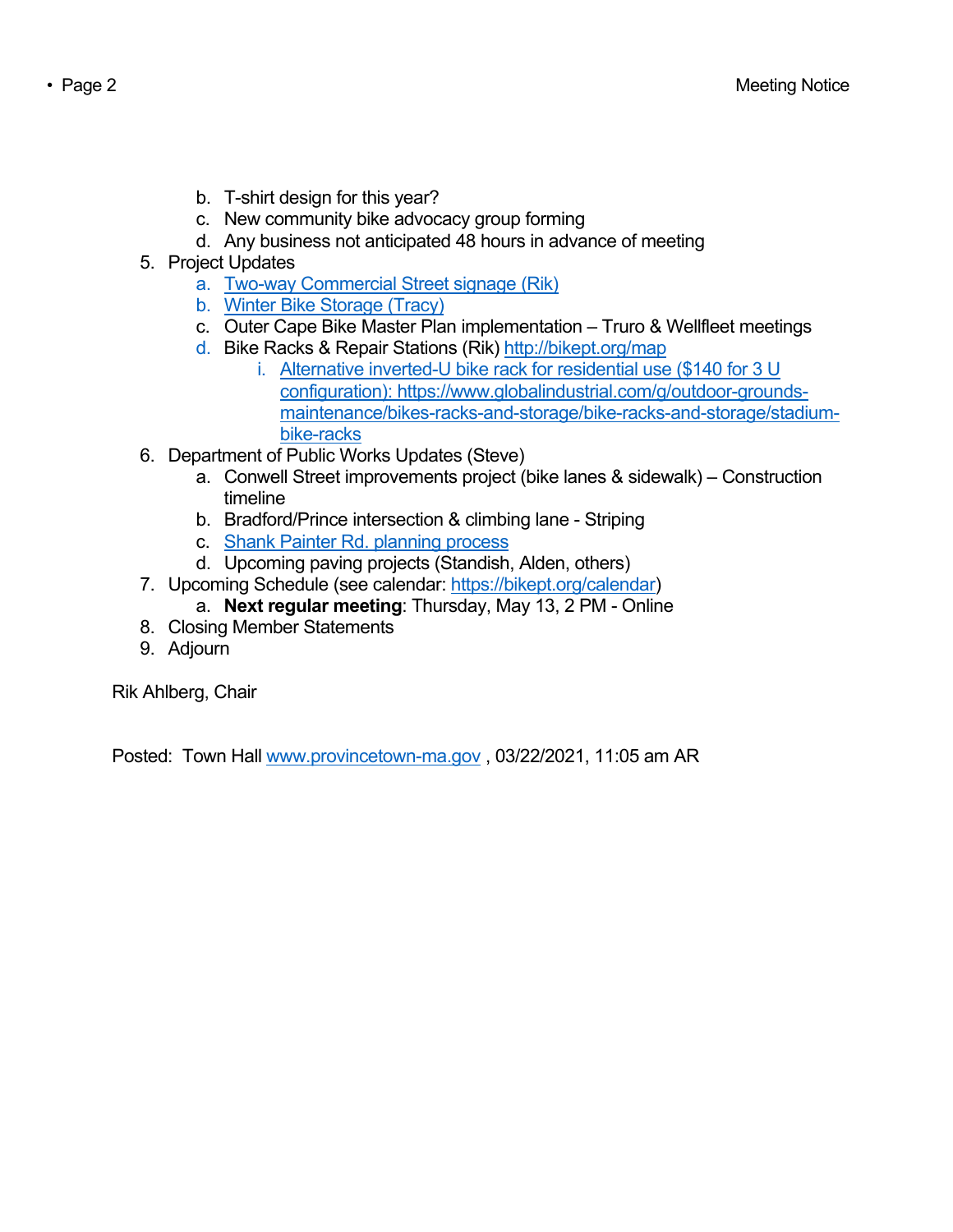b. T-shirt design for this year?
   c. New community bike advocacy group forming
   d. Any business not anticipated 48 hours in advance of meeting
5. Project Updates
   a. Two-way Commercial Street signage (Rik)
   b. Winter Bike Storage (Tracy)
   c. Outer Cape Bike Master Plan implementation – Truro & Wellfleet meetings
   d. Bike Racks & Repair Stations (Rik) http://bikept.org/map
      i. Alternative inverted-U bike rack for residential use ($140 for 3 U configuration): https://www.globalindustrial.com/g/outdoor-grounds-maintenance/bikes-racks-and-storage/bike-racks-and-storage/stadium-bike-racks
6. Department of Public Works Updates (Steve)
   a. Conwell Street improvements project (bike lanes & sidewalk) – Construction timeline
   b. Bradford/Prince intersection & climbing lane - Striping
   c. Shank Painter Rd. planning process
   d. Upcoming paving projects (Standish, Alden, others)
7. Upcoming Schedule (see calendar: https://bikept.org/calendar)
   a. **Next regular meeting**: Thursday, May 13, 2 PM - Online
8. Closing Member Statements
9. Adjourn

Rik Ahlberg, Chair

Posted: Town Hall www.provincetown-ma.gov , 03/22/2021, 11:05 am AR